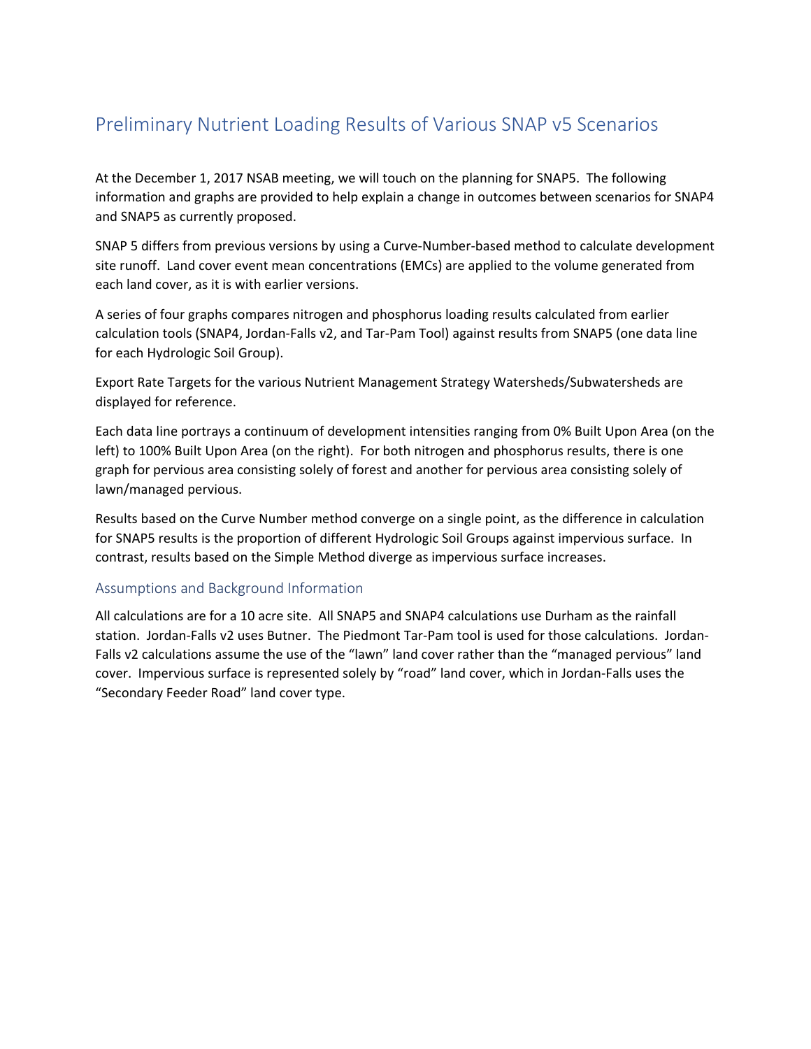# Preliminary Nutrient Loading Results of Various SNAP v5 Scenarios

At the December 1, 2017 NSAB meeting, we will touch on the planning for SNAP5. The following information and graphs are provided to help explain a change in outcomes between scenarios for SNAP4 and SNAP5 as currently proposed.

SNAP 5 differs from previous versions by using a Curve-Number-based method to calculate development site runoff. Land cover event mean concentrations (EMCs) are applied to the volume generated from each land cover, as it is with earlier versions.

A series of four graphs compares nitrogen and phosphorus loading results calculated from earlier calculation tools (SNAP4, Jordan-Falls v2, and Tar-Pam Tool) against results from SNAP5 (one data line for each Hydrologic Soil Group).

Export Rate Targets for the various Nutrient Management Strategy Watersheds/Subwatersheds are displayed for reference.

Each data line portrays a continuum of development intensities ranging from 0% Built Upon Area (on the left) to 100% Built Upon Area (on the right). For both nitrogen and phosphorus results, there is one graph for pervious area consisting solely of forest and another for pervious area consisting solely of lawn/managed pervious.

Results based on the Curve Number method converge on a single point, as the difference in calculation for SNAP5 results is the proportion of different Hydrologic Soil Groups against impervious surface. In contrast, results based on the Simple Method diverge as impervious surface increases.

## Assumptions and Background Information

All calculations are for a 10 acre site. All SNAP5 and SNAP4 calculations use Durham as the rainfall station. Jordan-Falls v2 uses Butner. The Piedmont Tar-Pam tool is used for those calculations. Jordan-Falls v2 calculations assume the use of the "lawn" land cover rather than the "managed pervious" land cover. Impervious surface is represented solely by "road" land cover, which in Jordan-Falls uses the "Secondary Feeder Road" land cover type.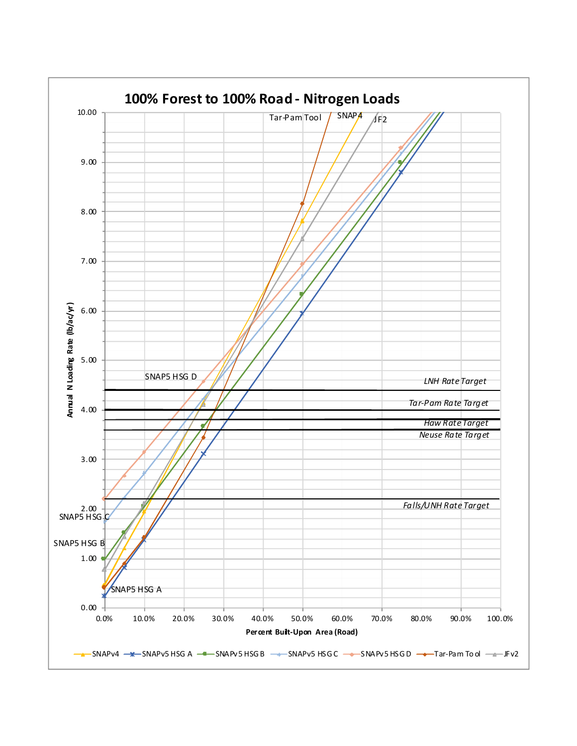## 100% Forest to 100% Road - Nitrogen Loads

Annual N Loading Rate (lb/ac/yr) vs. Percent Built-Upon Area (Road)

Series: SNAPv4, SNAPv5 HSG A, SNAPv5 HSG B, SNAPv5 HSG C, SNAPv5 HSG D, Tar-Pam Tool, JFv2

Rate targets: LNH Rate Target, Tar-Pam Rate Target, Haw Rate Target, Neuse Rate Target, Falls/UNH Rate Target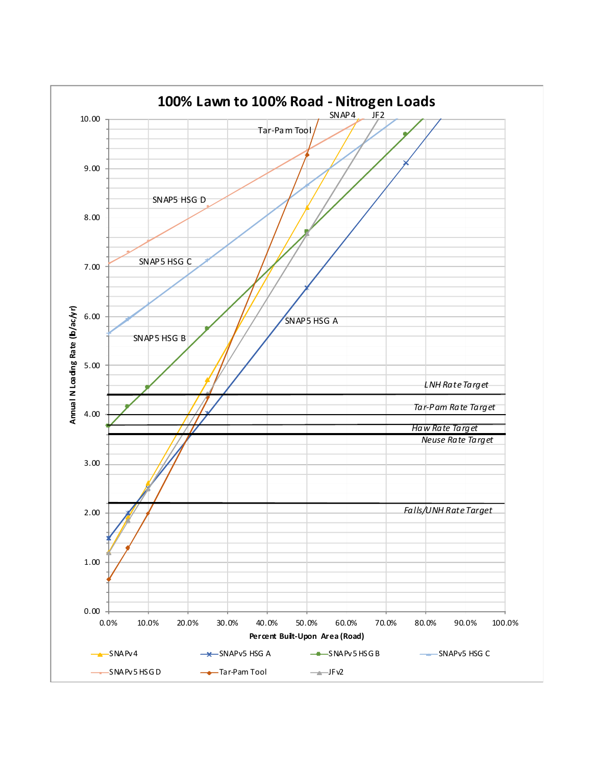# 100% Lawn to 100% Road - Nitrogen Loads

Annual N Loading Rate (lb/ac/yr) vs. Percent Built-Upon Area (Road)

Series: SNAPv4, SNAPv5 HSG A, SNAPv5 HSG B, SNAPv5 HSG C, SNAPv5 HSG D, Tar-Pam Tool, JFv2

Curve labels: SNAP4, JF2, Tar-Pam Tool, SNAP5 HSG D, SNAP5 HSG C, SNAP5 HSG B, SNAP5 HSG A

Reference lines: *LNH Rate Target*, *Tar-Pam Rate Target*, *Haw Rate Target*, *Neuse Rate Target*, *Falls/UNH Rate Target*

Y-axis: 0.00, 1.00, 2.00, 3.00, 4.00, 5.00, 6.00, 7.00, 8.00, 9.00, 10.00

X-axis: 0.0%, 10.0%, 20.0%, 30.0%, 40.0%, 50.0%, 60.0%, 70.0%, 80.0%, 90.0%, 100.0%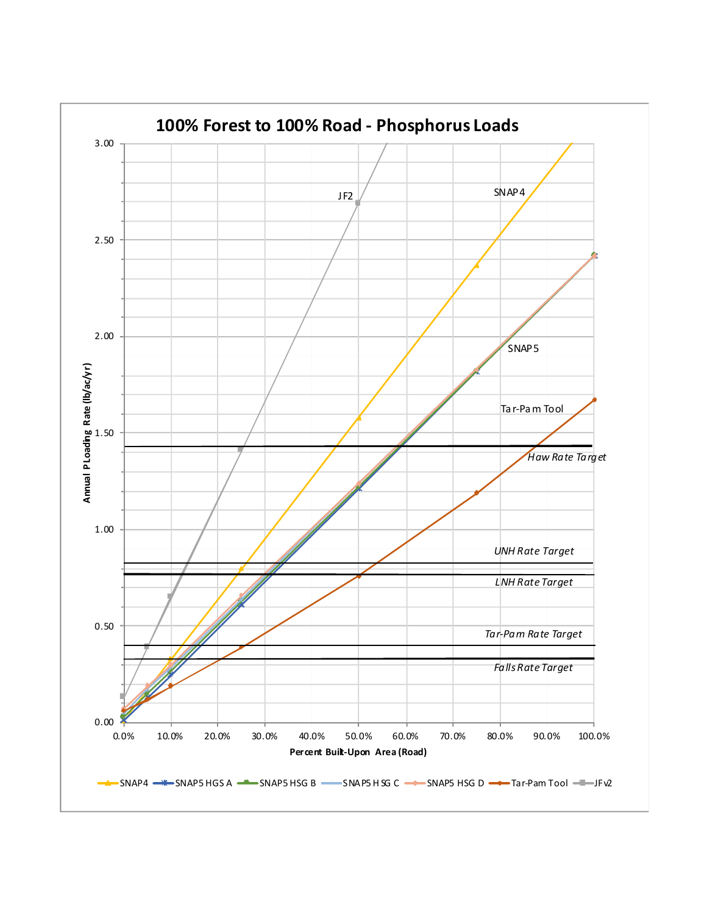# 100% Forest to 100% Road - Phosphorus Loads

Annual P Loading Rate (lb/ac/yr)

3.00
2.50
2.00
1.50
1.00
0.50
0.00

JF2

SNAP4

SNAP5

Tar-Pam Tool

*Haw Rate Target*

*UNH Rate Target*

*LNH Rate Target*

*Tar-Pam Rate Target*

*Falls Rate Target*

0.0% 10.0% 20.0% 30.0% 40.0% 50.0% 60.0% 70.0% 80.0% 90.0% 100.0%

Percent Built-Upon Area (Road)

SNAP4 — SNAP5 HGS A — SNAP5 HSG B — SNAP5 HSG C — SNAP5 HSG D — Tar-Pam Tool — JFv2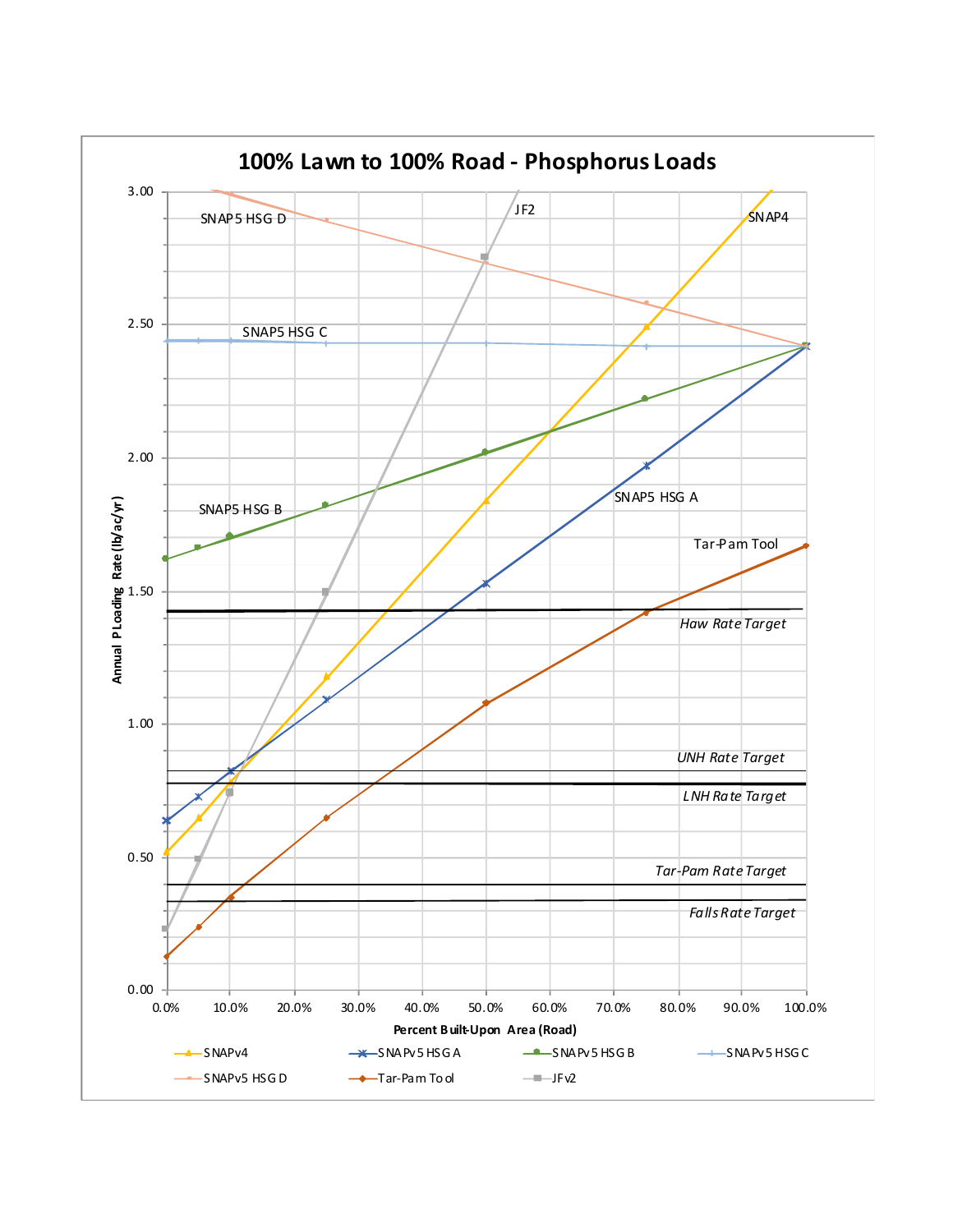# 100% Lawn to 100% Road - Phosphorus Loads

3.00
2.50
2.00
1.50
1.00
0.50
0.00

Annual P Loading Rate (lb/ac/yr)

0.0%
10.0%
20.0%
30.0%
40.0%
50.0%
60.0%
70.0%
80.0%
90.0%
100.0%

Percent Built-Upon Area (Road)

SNAP5 HSG D

JF2

SNAP4

SNAP5 HSG C

SNAP5 HSG B

SNAP5 HSG A

Tar-Pam Tool

*Haw Rate Target*

*UNH Rate Target*

*LNH Rate Target*

*Tar-Pam Rate Target*

*Falls Rate Target*

SNAPv4
SNAPv5 HSG A
SNAPv5 HSG B
SNAPv5 HSG C
SNAPv5 HSG D
Tar-Pam Tool
JFv2